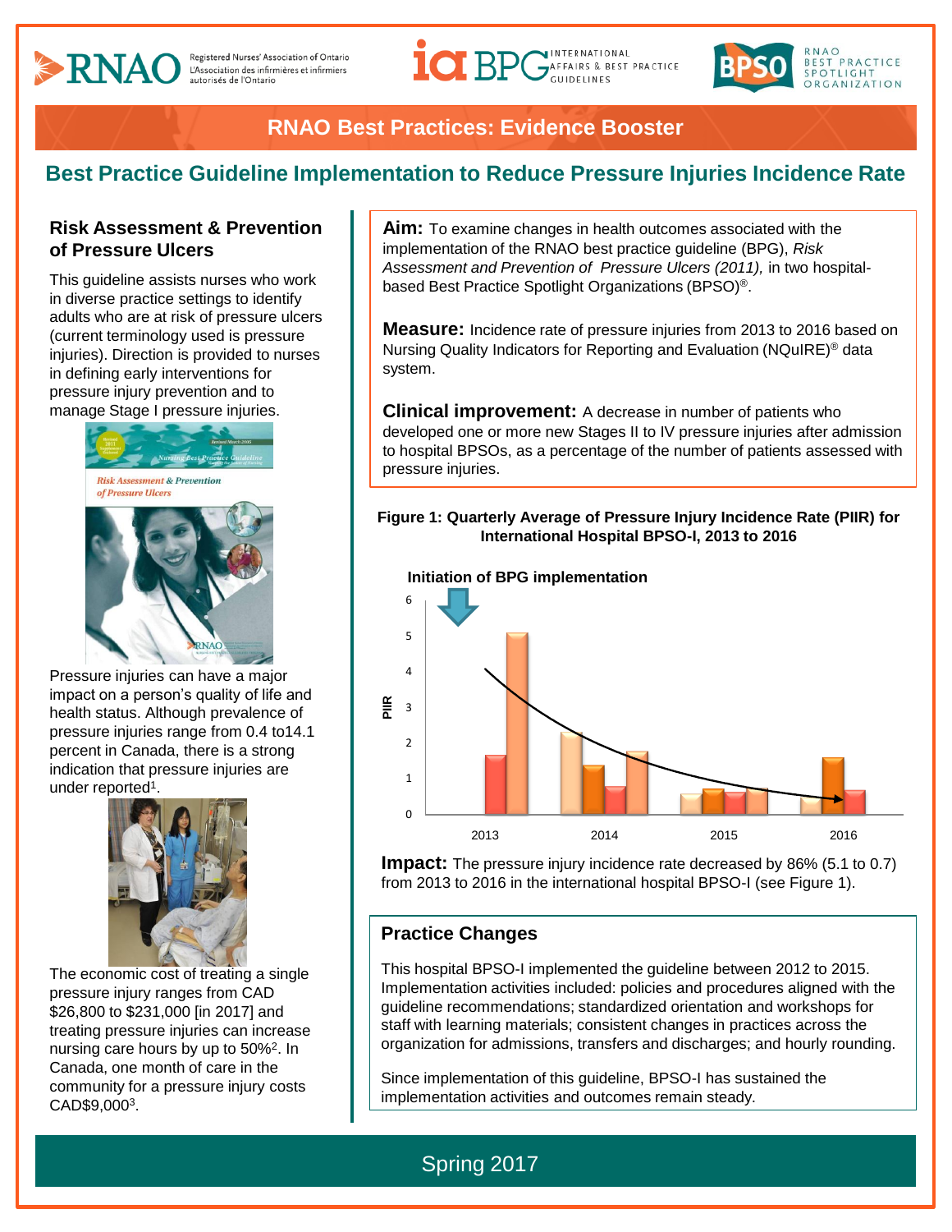# RNAO Best Practices: Evidence Booster

## Best Practice Guideline Implementation to Reduce Pressure Injuries Incidence Rate

### Risk Assessment & Prevention of Pressure Ulcers

This guideline assists nurses who work in diverse practice settings to identify adults who are at risk of pressure ulcers (current terminology used is pressure injuries). Direction is provided to nurses in defining early interventions for pressure injury prevention and to manage Stage I pressure injuries.

Pressure injuries can have a major impact on a person's quality of life and health status. Although prevalence of pressure injuries range from 0.4 to14.1 percent in Canada, there is a strong indication that pressure injuries are under reported[1].

The economic cost of treating a single pressure injury ranges from CAD $26,800 to $231,000 [in 2017] and treating pressure injuries can increase nursing care hours by up to 50%[2]. In Canada, one month of care in the community for a pressure injury costs CAD$9,000[3].

**Aim:** To examine changes in health outcomes associated with the implementation of the RNAO best practice guideline (BPG), *Risk Assessment and Prevention of Pressure Ulcers (2011),* in two hospital-based Best Practice Spotlight Organizations (BPSO)®.

**Measure:** Incidence rate of pressure injuries from 2013 to 2016 based on Nursing Quality Indicators for Reporting and Evaluation (NQuIRE)® data system.

**Clinical improvement:** A decrease in number of patients who developed one or more new Stages II to IV pressure injuries after admission to hospital BPSOs, as a percentage of the number of patients assessed with pressure injuries.

**Figure 1: Quarterly Average of Pressure Injury Incidence Rate (PIIR) for International Hospital BPSO-I, 2013 to 2016**

**Impact:** The pressure injury incidence rate decreased by 86% (5.1 to 0.7) from 2013 to 2016 in the international hospital BPSO-I (see Figure 1).

### Practice Changes

This hospital BPSO-I implemented the guideline between 2012 to 2015. Implementation activities included: policies and procedures aligned with the guideline recommendations; standardized orientation and workshops for staff with learning materials; consistent changes in practices across the organization for admissions, transfers and discharges; and hourly rounding.

Since implementation of this guideline, BPSO-I has sustained the implementation activities and outcomes remain steady.

Spring 2017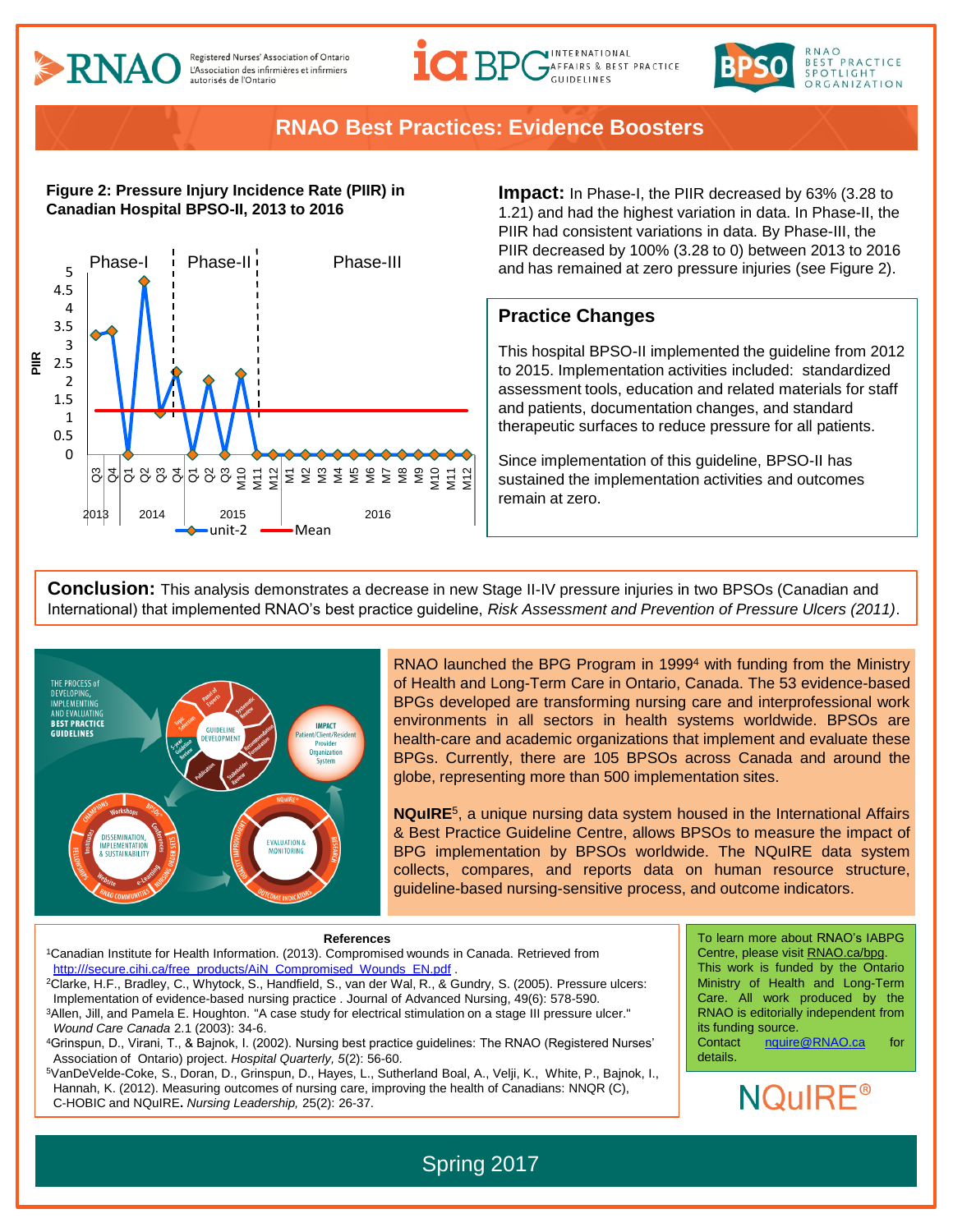# RNAO Best Practices: Evidence Boosters

**Figure 2: Pressure Injury Incidence Rate (PIIR) in Canadian Hospital BPSO-II, 2013 to 2016**

Phase-I Phase-II Phase-III

PIIR

5
4.5
4
3.5
3
2.5
2
1.5
1
0.5
0

Q3 Q4 Q1 Q2 Q3 Q4 Q1 Q2 Q3 M10 M11 M12 M1 M2 M3 M4 M5 M6 M7 M8 M9 M10 M11 M12

2013 2014 2015 2016

unit-2 Mean

**Impact:** In Phase-I, the PIIR decreased by 63% (3.28 to 1.21) and had the highest variation in data. In Phase-II, the PIIR had consistent variations in data. By Phase-III, the PIIR decreased by 100% (3.28 to 0) between 2013 to 2016 and has remained at zero pressure injuries (see Figure 2).

## Practice Changes

This hospital BPSO-II implemented the guideline from 2012 to 2015. Implementation activities included: standardized assessment tools, education and related materials for staff and patients, documentation changes, and standard therapeutic surfaces to reduce pressure for all patients.

Since implementation of this guideline, BPSO-II has sustained the implementation activities and outcomes remain at zero.

**Conclusion:** This analysis demonstrates a decrease in new Stage II-IV pressure injuries in two BPSOs (Canadian and International) that implemented RNAO's best practice guideline, *Risk Assessment and Prevention of Pressure Ulcers (2011)*.

RNAO launched the BPG Program in 1999[4] with funding from the Ministry of Health and Long-Term Care in Ontario, Canada. The 53 evidence-based BPGs developed are transforming nursing care and interprofessional work environments in all sectors in health systems worldwide. BPSOs are health-care and academic organizations that implement and evaluate these BPGs. Currently, there are 105 BPSOs across Canada and around the globe, representing more than 500 implementation sites.

**NQuIRE**[5], a unique nursing data system housed in the International Affairs & Best Practice Guideline Centre, allows BPSOs to measure the impact of BPG implementation by BPSOs worldwide. The NQuIRE data system collects, compares, and reports data on human resource structure, guideline-based nursing-sensitive process, and outcome indicators.

### References

[1]Canadian Institute for Health Information. (2013). Compromised wounds in Canada. Retrieved from http:///secure.cihi.ca/free_products/AiN_Compromised_Wounds_EN.pdf .

[2]Clarke, H.F., Bradley, C., Whytock, S., Handfield, S., van der Wal, R., & Gundry, S. (2005). Pressure ulcers: Implementation of evidence-based nursing practice . Journal of Advanced Nursing, 49(6): 578-590.

[3]Allen, Jill, and Pamela E. Houghton. "A case study for electrical stimulation on a stage III pressure ulcer." *Wound Care Canada* 2.1 (2003): 34-6.

[4]Grinspun, D., Virani, T., & Bajnok, I. (2002). Nursing best practice guidelines: The RNAO (Registered Nurses' Association of Ontario) project. *Hospital Quarterly, 5*(2): 56-60.

[5]VanDeVelde-Coke, S., Doran, D., Grinspun, D., Hayes, L., Sutherland Boal, A., Velji, K., White, P., Bajnok, I., Hannah, K. (2012). Measuring outcomes of nursing care, improving the health of Canadians: NNQR (C), C-HOBIC and NQuIRE**.** *Nursing Leadership,* 25(2): 26-37.

To learn more about RNAO's IABPG Centre, please visit RNAO.ca/bpg. This work is funded by the Ontario Ministry of Health and Long-Term Care. All work produced by the RNAO is editorially independent from its funding source.
Contact nquire@RNAO.ca for details.

Spring 2017